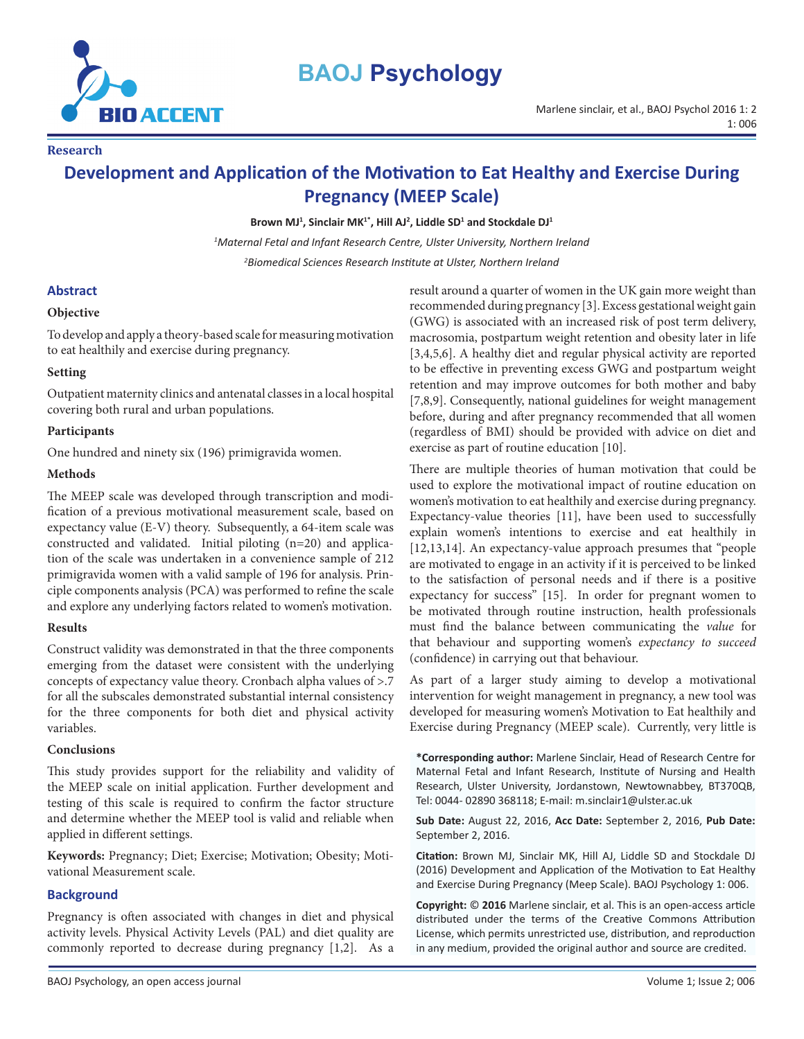Research

# Development and Application of the Motivation to Eat Healthy and Exercise During Pregnancy (MEEP Scale)

**Brown MJ[1], Sinclair MK[1*], Hill AJ[2], Liddle SD[1] and Stockdale DJ[1]**

*[1]Maternal Fetal and Infant Research Centre, Ulster University, Northern Ireland*

*[2]Biomedical Sciences Research Institute at Ulster, Northern Ireland*

## Abstract

### Objective

To develop and apply a theory-based scale for measuring motivation to eat healthily and exercise during pregnancy.

### Setting

Outpatient maternity clinics and antenatal classes in a local hospital covering both rural and urban populations.

### Participants

One hundred and ninety six (196) primigravida women.

### Methods

The MEEP scale was developed through transcription and modification of a previous motivational measurement scale, based on expectancy value (E-V) theory. Subsequently, a 64-item scale was constructed and validated. Initial piloting (n=20) and application of the scale was undertaken in a convenience sample of 212 primigravida women with a valid sample of 196 for analysis. Principle components analysis (PCA) was performed to refine the scale and explore any underlying factors related to women's motivation.

### Results

Construct validity was demonstrated in that the three components emerging from the dataset were consistent with the underlying concepts of expectancy value theory. Cronbach alpha values of >.7 for all the subscales demonstrated substantial internal consistency for the three components for both diet and physical activity variables.

### Conclusions

This study provides support for the reliability and validity of the MEEP scale on initial application. Further development and testing of this scale is required to confirm the factor structure and determine whether the MEEP tool is valid and reliable when applied in different settings.

**Keywords:** Pregnancy; Diet; Exercise; Motivation; Obesity; Motivational Measurement scale.

## Background

Pregnancy is often associated with changes in diet and physical activity levels. Physical Activity Levels (PAL) and diet quality are commonly reported to decrease during pregnancy [1,2]. As a result around a quarter of women in the UK gain more weight than recommended during pregnancy [3]. Excess gestational weight gain (GWG) is associated with an increased risk of post term delivery, macrosomia, postpartum weight retention and obesity later in life [3,4,5,6]. A healthy diet and regular physical activity are reported to be effective in preventing excess GWG and postpartum weight retention and may improve outcomes for both mother and baby [7,8,9]. Consequently, national guidelines for weight management before, during and after pregnancy recommended that all women (regardless of BMI) should be provided with advice on diet and exercise as part of routine education [10].

There are multiple theories of human motivation that could be used to explore the motivational impact of routine education on women's motivation to eat healthily and exercise during pregnancy. Expectancy-value theories [11], have been used to successfully explain women's intentions to exercise and eat healthily in [12,13,14]. An expectancy-value approach presumes that "people are motivated to engage in an activity if it is perceived to be linked to the satisfaction of personal needs and if there is a positive expectancy for success" [15]. In order for pregnant women to be motivated through routine instruction, health professionals must find the balance between communicating the *value* for that behaviour and supporting women's *expectancy to succeed* (confidence) in carrying out that behaviour.

As part of a larger study aiming to develop a motivational intervention for weight management in pregnancy, a new tool was developed for measuring women's Motivation to Eat healthily and Exercise during Pregnancy (MEEP scale). Currently, very little is

**\*Corresponding author:** Marlene Sinclair, Head of Research Centre for Maternal Fetal and Infant Research, Institute of Nursing and Health Research, Ulster University, Jordanstown, Newtownabbey, BT370QB, Tel: 0044- 02890 368118; E-mail: m.sinclair1@ulster.ac.uk

**Sub Date:** August 22, 2016, **Acc Date:** September 2, 2016, **Pub Date:** September 2, 2016.

**Citation:** Brown MJ, Sinclair MK, Hill AJ, Liddle SD and Stockdale DJ (2016) Development and Application of the Motivation to Eat Healthy and Exercise During Pregnancy (Meep Scale). BAOJ Psychology 1: 006.

**Copyright:** © **2016** Marlene sinclair, et al. This is an open-access article distributed under the terms of the Creative Commons Attribution License, which permits unrestricted use, distribution, and reproduction in any medium, provided the original author and source are credited.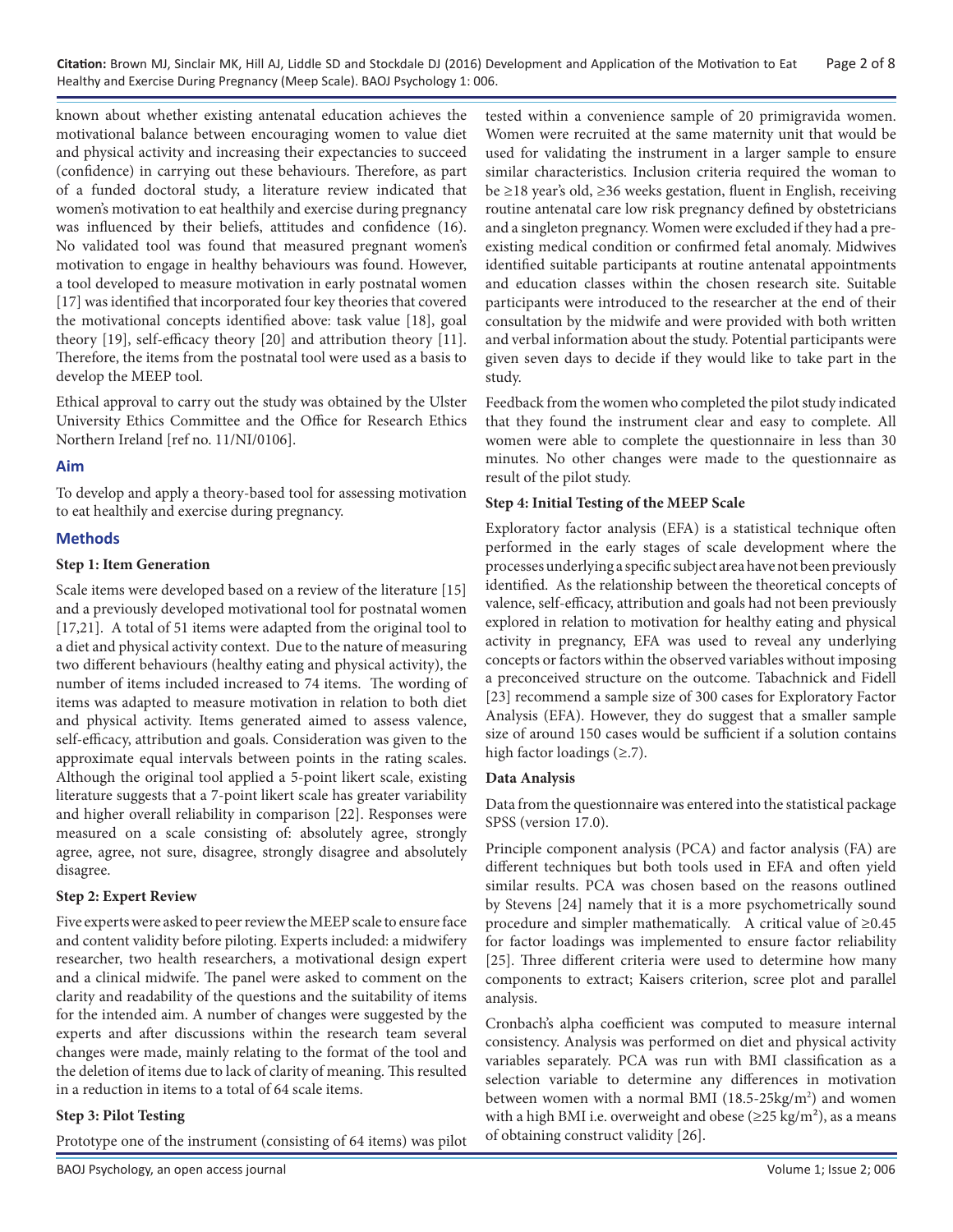known about whether existing antenatal education achieves the motivational balance between encouraging women to value diet and physical activity and increasing their expectancies to succeed (confidence) in carrying out these behaviours. Therefore, as part of a funded doctoral study, a literature review indicated that women's motivation to eat healthily and exercise during pregnancy was influenced by their beliefs, attitudes and confidence (16). No validated tool was found that measured pregnant women's motivation to engage in healthy behaviours was found. However, a tool developed to measure motivation in early postnatal women [17] was identified that incorporated four key theories that covered the motivational concepts identified above: task value [18], goal theory [19], self-efficacy theory [20] and attribution theory [11]. Therefore, the items from the postnatal tool were used as a basis to develop the MEEP tool.

Ethical approval to carry out the study was obtained by the Ulster University Ethics Committee and the Office for Research Ethics Northern Ireland [ref no. 11/NI/0106].

## Aim

To develop and apply a theory-based tool for assessing motivation to eat healthily and exercise during pregnancy.

## Methods

### Step 1: Item Generation

Scale items were developed based on a review of the literature [15] and a previously developed motivational tool for postnatal women [17,21]. A total of 51 items were adapted from the original tool to a diet and physical activity context. Due to the nature of measuring two different behaviours (healthy eating and physical activity), the number of items included increased to 74 items. The wording of items was adapted to measure motivation in relation to both diet and physical activity. Items generated aimed to assess valence, self-efficacy, attribution and goals. Consideration was given to the approximate equal intervals between points in the rating scales. Although the original tool applied a 5-point likert scale, existing literature suggests that a 7-point likert scale has greater variability and higher overall reliability in comparison [22]. Responses were measured on a scale consisting of: absolutely agree, strongly agree, agree, not sure, disagree, strongly disagree and absolutely disagree.

### Step 2: Expert Review

Five experts were asked to peer review the MEEP scale to ensure face and content validity before piloting. Experts included: a midwifery researcher, two health researchers, a motivational design expert and a clinical midwife. The panel were asked to comment on the clarity and readability of the questions and the suitability of items for the intended aim. A number of changes were suggested by the experts and after discussions within the research team several changes were made, mainly relating to the format of the tool and the deletion of items due to lack of clarity of meaning. This resulted in a reduction in items to a total of 64 scale items.

### Step 3: Pilot Testing

Prototype one of the instrument (consisting of 64 items) was pilot tested within a convenience sample of 20 primigravida women. Women were recruited at the same maternity unit that would be used for validating the instrument in a larger sample to ensure similar characteristics. Inclusion criteria required the woman to be ≥18 year's old, ≥36 weeks gestation, fluent in English, receiving routine antenatal care low risk pregnancy defined by obstetricians and a singleton pregnancy. Women were excluded if they had a pre-existing medical condition or confirmed fetal anomaly. Midwives identified suitable participants at routine antenatal appointments and education classes within the chosen research site. Suitable participants were introduced to the researcher at the end of their consultation by the midwife and were provided with both written and verbal information about the study. Potential participants were given seven days to decide if they would like to take part in the study.

Feedback from the women who completed the pilot study indicated that they found the instrument clear and easy to complete. All women were able to complete the questionnaire in less than 30 minutes. No other changes were made to the questionnaire as result of the pilot study.

### Step 4: Initial Testing of the MEEP Scale

Exploratory factor analysis (EFA) is a statistical technique often performed in the early stages of scale development where the processes underlying a specific subject area have not been previously identified. As the relationship between the theoretical concepts of valence, self-efficacy, attribution and goals had not been previously explored in relation to motivation for healthy eating and physical activity in pregnancy, EFA was used to reveal any underlying concepts or factors within the observed variables without imposing a preconceived structure on the outcome. Tabachnick and Fidell [23] recommend a sample size of 300 cases for Exploratory Factor Analysis (EFA). However, they do suggest that a smaller sample size of around 150 cases would be sufficient if a solution contains high factor loadings (≥.7).

### Data Analysis

Data from the questionnaire was entered into the statistical package SPSS (version 17.0).

Principle component analysis (PCA) and factor analysis (FA) are different techniques but both tools used in EFA and often yield similar results. PCA was chosen based on the reasons outlined by Stevens [24] namely that it is a more psychometrically sound procedure and simpler mathematically. A critical value of ≥0.45 for factor loadings was implemented to ensure factor reliability [25]. Three different criteria were used to determine how many components to extract; Kaisers criterion, scree plot and parallel analysis.

Cronbach's alpha coefficient was computed to measure internal consistency. Analysis was performed on diet and physical activity variables separately. PCA was run with BMI classification as a selection variable to determine any differences in motivation between women with a normal BMI (18.5-25kg/m$^2$) and women with a high BMI i.e. overweight and obese (≥25 kg/m$^2$), as a means of obtaining construct validity [26].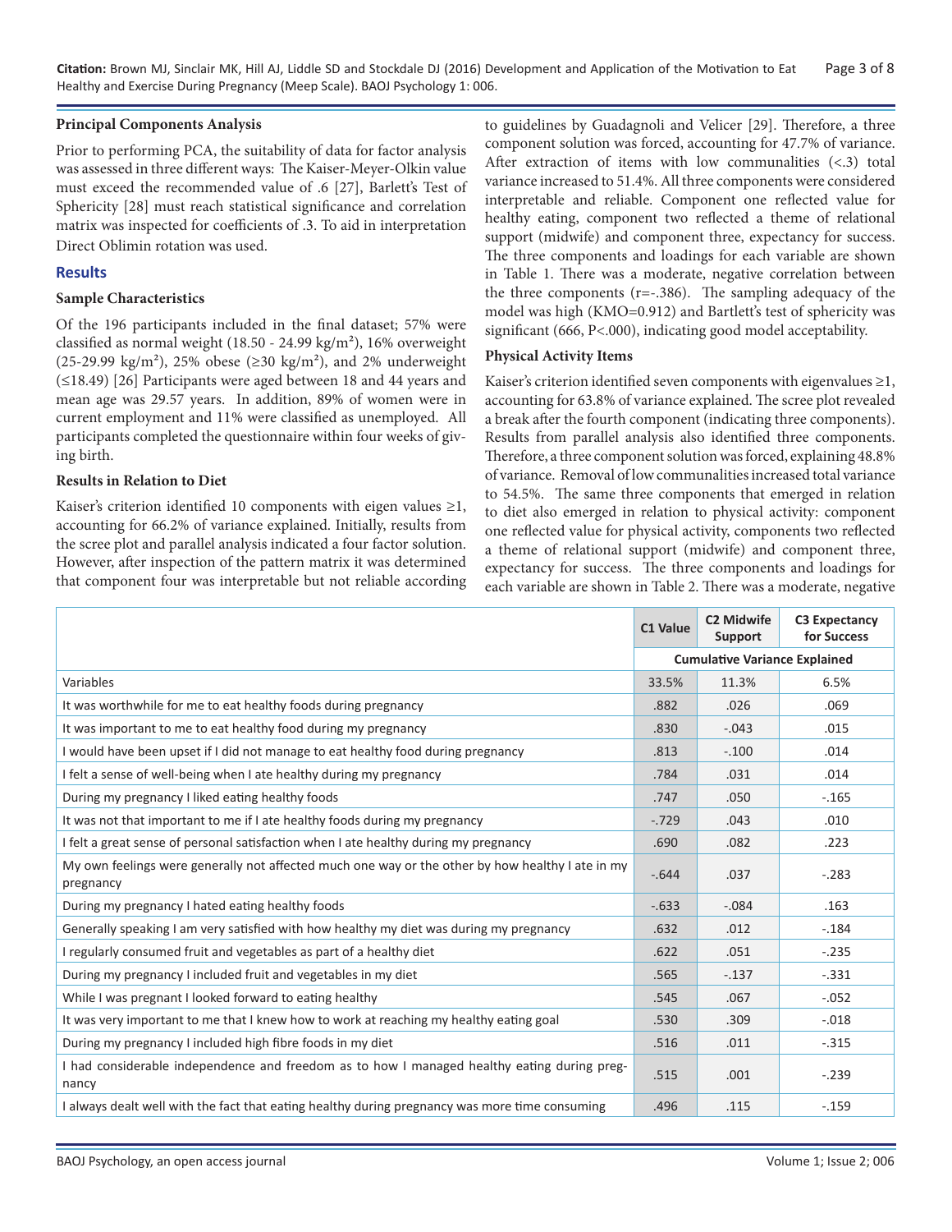**Principal Components Analysis**

Prior to performing PCA, the suitability of data for factor analysis was assessed in three different ways: The Kaiser-Meyer-Olkin value must exceed the recommended value of .6 [27], Barlett's Test of Sphericity [28] must reach statistical significance and correlation matrix was inspected for coefficients of .3. To aid in interpretation Direct Oblimin rotation was used.

## Results

**Sample Characteristics**

Of the 196 participants included in the final dataset; 57% were classified as normal weight (18.50 - 24.99 kg/m²), 16% overweight (25-29.99 kg/m²), 25% obese (≥30 kg/m²), and 2% underweight (≤18.49) [26] Participants were aged between 18 and 44 years and mean age was 29.57 years. In addition, 89% of women were in current employment and 11% were classified as unemployed. All participants completed the questionnaire within four weeks of giving birth.

**Results in Relation to Diet**

Kaiser's criterion identified 10 components with eigen values ≥1, accounting for 66.2% of variance explained. Initially, results from the scree plot and parallel analysis indicated a four factor solution. However, after inspection of the pattern matrix it was determined that component four was interpretable but not reliable according to guidelines by Guadagnoli and Velicer [29]. Therefore, a three component solution was forced, accounting for 47.7% of variance. After extraction of items with low communalities (<.3) total variance increased to 51.4%. All three components were considered interpretable and reliable. Component one reflected value for healthy eating, component two reflected a theme of relational support (midwife) and component three, expectancy for success. The three components and loadings for each variable are shown in Table 1. There was a moderate, negative correlation between the three components (r=-.386). The sampling adequacy of the model was high (KMO=0.912) and Bartlett's test of sphericity was significant (666, P<.000), indicating good model acceptability.

**Physical Activity Items**

Kaiser's criterion identified seven components with eigenvalues ≥1, accounting for 63.8% of variance explained. The scree plot revealed a break after the fourth component (indicating three components). Results from parallel analysis also identified three components. Therefore, a three component solution was forced, explaining 48.8% of variance. Removal of low communalities increased total variance to 54.5%. The same three components that emerged in relation to diet also emerged in relation to physical activity: component one reflected value for physical activity, components two reflected a theme of relational support (midwife) and component three, expectancy for success. The three components and loadings for each variable are shown in Table 2. There was a moderate, negative

| | C1 Value | C2 Midwife Support | C3 Expectancy for Success |
|---|---|---|---|
| | Cumulative Variance Explained | | |
| Variables | 33.5% | 11.3% | 6.5% |
| It was worthwhile for me to eat healthy foods during pregnancy | .882 | .026 | .069 |
| It was important to me to eat healthy food during my pregnancy | .830 | -.043 | .015 |
| I would have been upset if I did not manage to eat healthy food during pregnancy | .813 | -.100 | .014 |
| I felt a sense of well-being when I ate healthy during my pregnancy | .784 | .031 | .014 |
| During my pregnancy I liked eating healthy foods | .747 | .050 | -.165 |
| It was not that important to me if I ate healthy foods during my pregnancy | -.729 | .043 | .010 |
| I felt a great sense of personal satisfaction when I ate healthy during my pregnancy | .690 | .082 | .223 |
| My own feelings were generally not affected much one way or the other by how healthy I ate in my pregnancy | -.644 | .037 | -.283 |
| During my pregnancy I hated eating healthy foods | -.633 | -.084 | .163 |
| Generally speaking I am very satisfied with how healthy my diet was during my pregnancy | .632 | .012 | -.184 |
| I regularly consumed fruit and vegetables as part of a healthy diet | .622 | .051 | -.235 |
| During my pregnancy I included fruit and vegetables in my diet | .565 | -.137 | -.331 |
| While I was pregnant I looked forward to eating healthy | .545 | .067 | -.052 |
| It was very important to me that I knew how to work at reaching my healthy eating goal | .530 | .309 | -.018 |
| During my pregnancy I included high fibre foods in my diet | .516 | .011 | -.315 |
| I had considerable independence and freedom as to how I managed healthy eating during pregnancy | .515 | .001 | -.239 |
| I always dealt well with the fact that eating healthy during pregnancy was more time consuming | .496 | .115 | -.159 |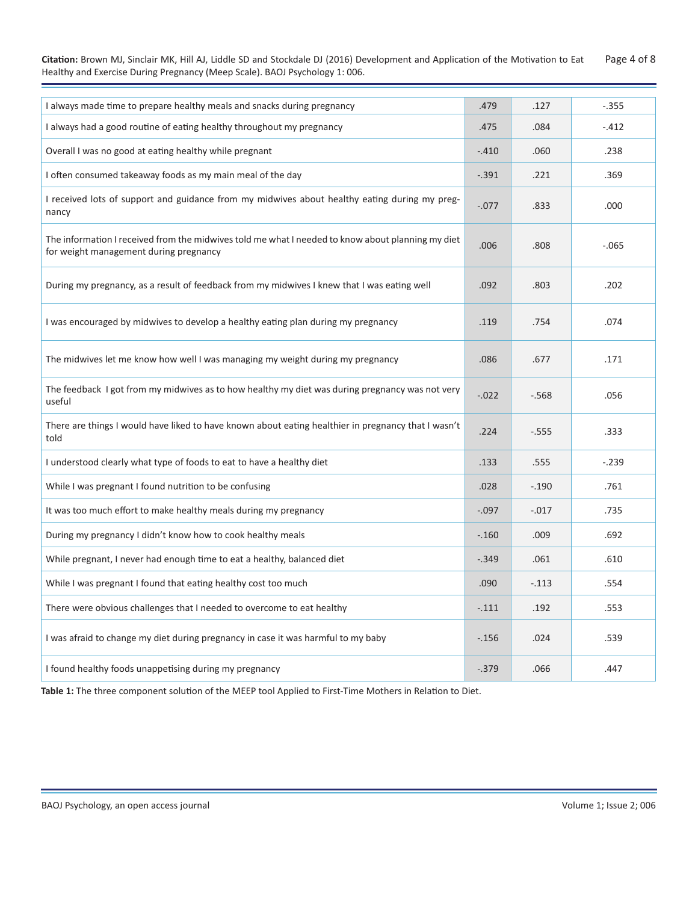| | | | |
|---|---|---|---|
| I always made time to prepare healthy meals and snacks during pregnancy | .479 | .127 | -.355 |
| I always had a good routine of eating healthy throughout my pregnancy | .475 | .084 | -.412 |
| Overall I was no good at eating healthy while pregnant | -.410 | .060 | .238 |
| I often consumed takeaway foods as my main meal of the day | -.391 | .221 | .369 |
| I received lots of support and guidance from my midwives about healthy eating during my pregnancy | -.077 | .833 | .000 |
| The information I received from the midwives told me what I needed to know about planning my diet for weight management during pregnancy | .006 | .808 | -.065 |
| During my pregnancy, as a result of feedback from my midwives I knew that I was eating well | .092 | .803 | .202 |
| I was encouraged by midwives to develop a healthy eating plan during my pregnancy | .119 | .754 | .074 |
| The midwives let me know how well I was managing my weight during my pregnancy | .086 | .677 | .171 |
| The feedback I got from my midwives as to how healthy my diet was during pregnancy was not very useful | -.022 | -.568 | .056 |
| There are things I would have liked to have known about eating healthier in pregnancy that I wasn't told | .224 | -.555 | .333 |
| I understood clearly what type of foods to eat to have a healthy diet | .133 | .555 | -.239 |
| While I was pregnant I found nutrition to be confusing | .028 | -.190 | .761 |
| It was too much effort to make healthy meals during my pregnancy | -.097 | -.017 | .735 |
| During my pregnancy I didn't know how to cook healthy meals | -.160 | .009 | .692 |
| While pregnant, I never had enough time to eat a healthy, balanced diet | -.349 | .061 | .610 |
| While I was pregnant I found that eating healthy cost too much | .090 | -.113 | .554 |
| There were obvious challenges that I needed to overcome to eat healthy | -.111 | .192 | .553 |
| I was afraid to change my diet during pregnancy in case it was harmful to my baby | -.156 | .024 | .539 |
| I found healthy foods unappetising during my pregnancy | -.379 | .066 | .447 |

**Table 1:** The three component solution of the MEEP tool Applied to First-Time Mothers in Relation to Diet.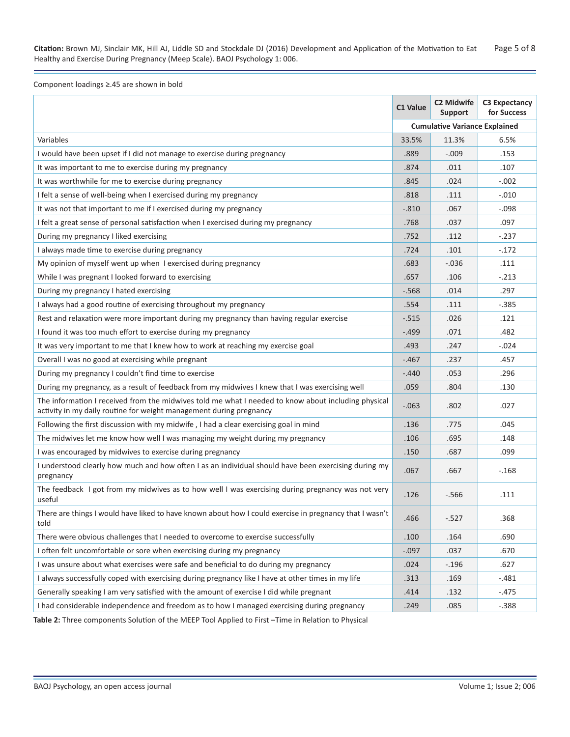Component loadings ≥.45 are shown in bold

| | C1 Value | C2 Midwife Support | C3 Expectancy for Success |
|---|---|---|---|
| | Cumulative Variance Explained | | |
| Variables | 33.5% | 11.3% | 6.5% |
| I would have been upset if I did not manage to exercise during pregnancy | .889 | -.009 | .153 |
| It was important to me to exercise during my pregnancy | .874 | .011 | .107 |
| It was worthwhile for me to exercise during pregnancy | .845 | .024 | -.002 |
| I felt a sense of well-being when I exercised during my pregnancy | .818 | .111 | -.010 |
| It was not that important to me if I exercised during my pregnancy | -.810 | .067 | -.098 |
| I felt a great sense of personal satisfaction when I exercised during my pregnancy | .768 | .037 | .097 |
| During my pregnancy I liked exercising | .752 | .112 | -.237 |
| I always made time to exercise during pregnancy | .724 | .101 | -.172 |
| My opinion of myself went up when I exercised during pregnancy | .683 | -.036 | .111 |
| While I was pregnant I looked forward to exercising | .657 | .106 | -.213 |
| During my pregnancy I hated exercising | -.568 | .014 | .297 |
| I always had a good routine of exercising throughout my pregnancy | .554 | .111 | -.385 |
| Rest and relaxation were more important during my pregnancy than having regular exercise | -.515 | .026 | .121 |
| I found it was too much effort to exercise during my pregnancy | -.499 | .071 | .482 |
| It was very important to me that I knew how to work at reaching my exercise goal | .493 | .247 | -.024 |
| Overall I was no good at exercising while pregnant | -.467 | .237 | .457 |
| During my pregnancy I couldn't find time to exercise | -.440 | .053 | .296 |
| During my pregnancy, as a result of feedback from my midwives I knew that I was exercising well | .059 | .804 | .130 |
| The information I received from the midwives told me what I needed to know about including physical activity in my daily routine for weight management during pregnancy | -.063 | .802 | .027 |
| Following the first discussion with my midwife , I had a clear exercising goal in mind | .136 | .775 | .045 |
| The midwives let me know how well I was managing my weight during my pregnancy | .106 | .695 | .148 |
| I was encouraged by midwives to exercise during pregnancy | .150 | .687 | .099 |
| I understood clearly how much and how often I as an individual should have been exercising during my pregnancy | .067 | .667 | -.168 |
| The feedback I got from my midwives as to how well I was exercising during pregnancy was not very useful | .126 | -.566 | .111 |
| There are things I would have liked to have known about how I could exercise in pregnancy that I wasn't told | .466 | -.527 | .368 |
| There were obvious challenges that I needed to overcome to exercise successfully | .100 | .164 | .690 |
| I often felt uncomfortable or sore when exercising during my pregnancy | -.097 | .037 | .670 |
| I was unsure about what exercises were safe and beneficial to do during my pregnancy | .024 | -.196 | .627 |
| I always successfully coped with exercising during pregnancy like I have at other times in my life | .313 | .169 | -.481 |
| Generally speaking I am very satisfied with the amount of exercise I did while pregnant | .414 | .132 | -.475 |
| I had considerable independence and freedom as to how I managed exercising during pregnancy | .249 | .085 | -.388 |

**Table 2:** Three components Solution of the MEEP Tool Applied to First –Time in Relation to Physical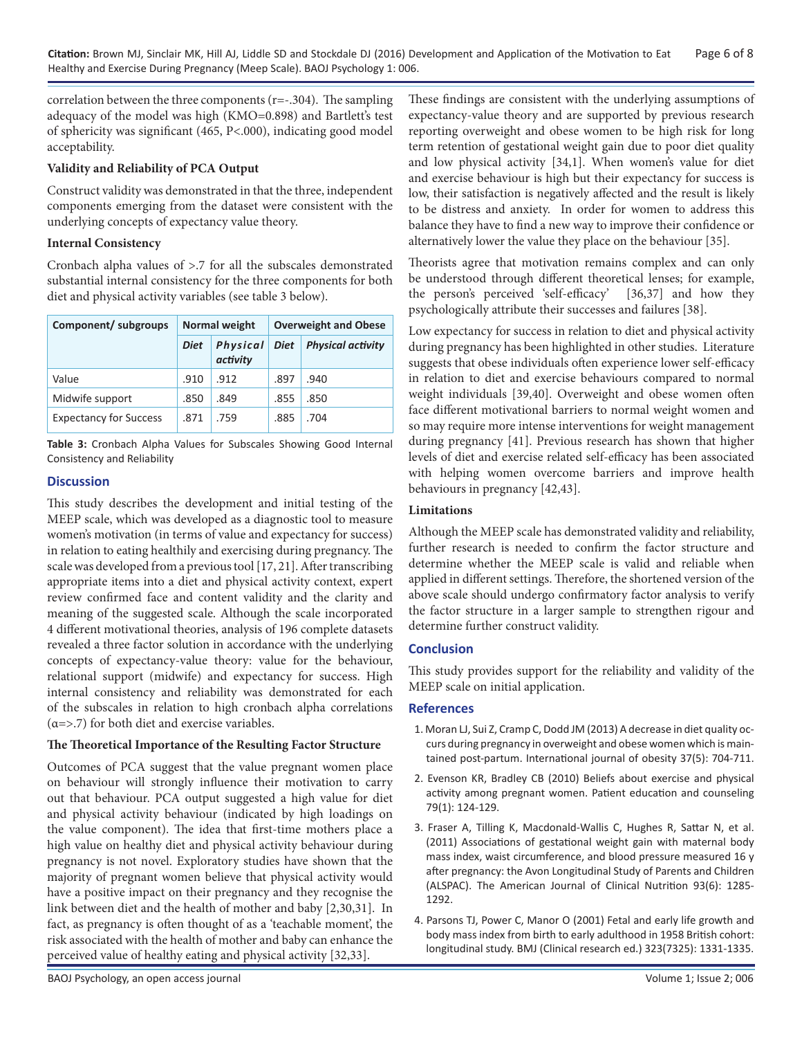correlation between the three components (r=-.304). The sampling adequacy of the model was high (KMO=0.898) and Bartlett's test of sphericity was significant (465, P<.000), indicating good model acceptability.

### Validity and Reliability of PCA Output

Construct validity was demonstrated in that the three, independent components emerging from the dataset were consistent with the underlying concepts of expectancy value theory.

### Internal Consistency

Cronbach alpha values of >.7 for all the subscales demonstrated substantial internal consistency for the three components for both diet and physical activity variables (see table 3 below).

| Component/ subgroups | Normal weight | | Overweight and Obese | |
|---|---|---|---|---|
| | *Diet* | *Physical activity* | *Diet* | *Physical activity* |
| Value | .910 | .912 | .897 | .940 |
| Midwife support | .850 | .849 | .855 | .850 |
| Expectancy for Success | .871 | .759 | .885 | .704 |

**Table 3:** Cronbach Alpha Values for Subscales Showing Good Internal Consistency and Reliability

## Discussion

This study describes the development and initial testing of the MEEP scale, which was developed as a diagnostic tool to measure women's motivation (in terms of value and expectancy for success) in relation to eating healthily and exercising during pregnancy. The scale was developed from a previous tool [17, 21]. After transcribing appropriate items into a diet and physical activity context, expert review confirmed face and content validity and the clarity and meaning of the suggested scale. Although the scale incorporated 4 different motivational theories, analysis of 196 complete datasets revealed a three factor solution in accordance with the underlying concepts of expectancy-value theory: value for the behaviour, relational support (midwife) and expectancy for success. High internal consistency and reliability was demonstrated for each of the subscales in relation to high cronbach alpha correlations (α=>.7) for both diet and exercise variables.

### The Theoretical Importance of the Resulting Factor Structure

Outcomes of PCA suggest that the value pregnant women place on behaviour will strongly influence their motivation to carry out that behaviour. PCA output suggested a high value for diet and physical activity behaviour (indicated by high loadings on the value component). The idea that first-time mothers place a high value on healthy diet and physical activity behaviour during pregnancy is not novel. Exploratory studies have shown that the majority of pregnant women believe that physical activity would have a positive impact on their pregnancy and they recognise the link between diet and the health of mother and baby [2,30,31]. In fact, as pregnancy is often thought of as a 'teachable moment', the risk associated with the health of mother and baby can enhance the perceived value of healthy eating and physical activity [32,33].

These findings are consistent with the underlying assumptions of expectancy-value theory and are supported by previous research reporting overweight and obese women to be high risk for long term retention of gestational weight gain due to poor diet quality and low physical activity [34,1]. When women's value for diet and exercise behaviour is high but their expectancy for success is low, their satisfaction is negatively affected and the result is likely to be distress and anxiety. In order for women to address this balance they have to find a new way to improve their confidence or alternatively lower the value they place on the behaviour [35].

Theorists agree that motivation remains complex and can only be understood through different theoretical lenses; for example, the person's perceived 'self-efficacy' [36,37] and how they psychologically attribute their successes and failures [38].

Low expectancy for success in relation to diet and physical activity during pregnancy has been highlighted in other studies. Literature suggests that obese individuals often experience lower self-efficacy in relation to diet and exercise behaviours compared to normal weight individuals [39,40]. Overweight and obese women often face different motivational barriers to normal weight women and so may require more intense interventions for weight management during pregnancy [41]. Previous research has shown that higher levels of diet and exercise related self-efficacy has been associated with helping women overcome barriers and improve health behaviours in pregnancy [42,43].

### Limitations

Although the MEEP scale has demonstrated validity and reliability, further research is needed to confirm the factor structure and determine whether the MEEP scale is valid and reliable when applied in different settings. Therefore, the shortened version of the above scale should undergo confirmatory factor analysis to verify the factor structure in a larger sample to strengthen rigour and determine further construct validity.

## Conclusion

This study provides support for the reliability and validity of the MEEP scale on initial application.

## References

1. Moran LJ, Sui Z, Cramp C, Dodd JM (2013) A decrease in diet quality occurs during pregnancy in overweight and obese women which is maintained post-partum. International journal of obesity 37(5): 704-711.
2. Evenson KR, Bradley CB (2010) Beliefs about exercise and physical activity among pregnant women. Patient education and counseling 79(1): 124-129.
3. Fraser A, Tilling K, Macdonald-Wallis C, Hughes R, Sattar N, et al. (2011) Associations of gestational weight gain with maternal body mass index, waist circumference, and blood pressure measured 16 y after pregnancy: the Avon Longitudinal Study of Parents and Children (ALSPAC). The American Journal of Clinical Nutrition 93(6): 1285-1292.
4. Parsons TJ, Power C, Manor O (2001) Fetal and early life growth and body mass index from birth to early adulthood in 1958 British cohort: longitudinal study. BMJ (Clinical research ed.) 323(7325): 1331-1335.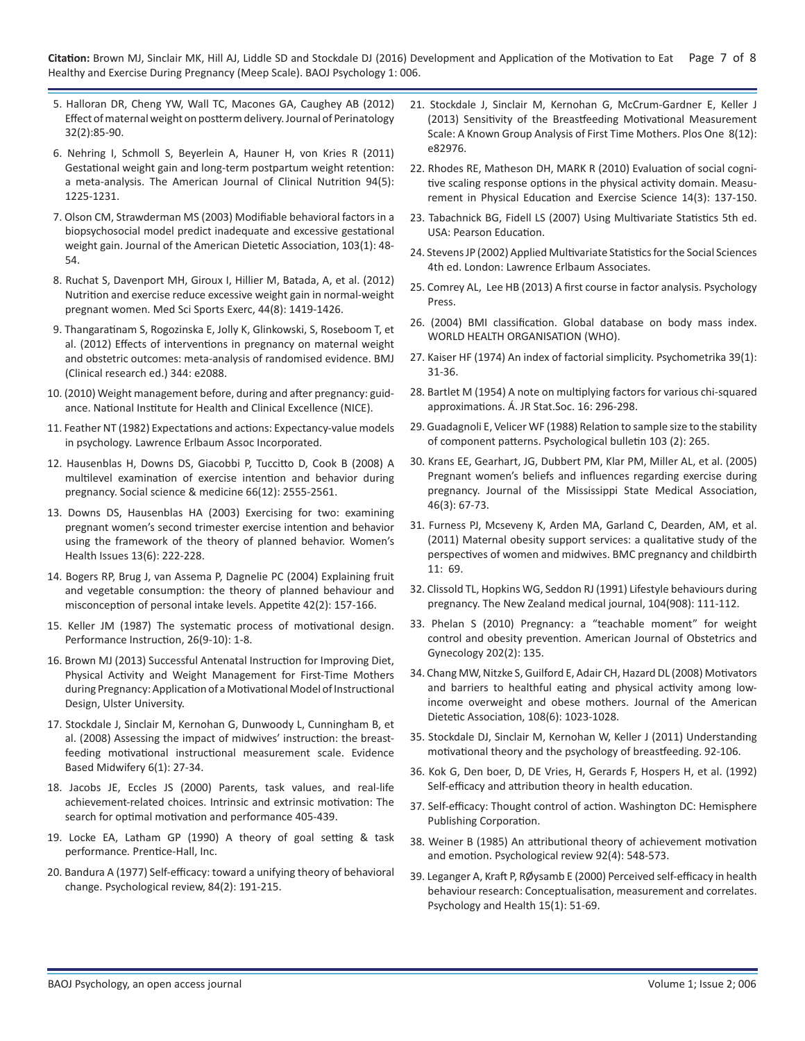5. Halloran DR, Cheng YW, Wall TC, Macones GA, Caughey AB (2012) Effect of maternal weight on postterm delivery. Journal of Perinatology 32(2):85-90.

6. Nehring I, Schmoll S, Beyerlein A, Hauner H, von Kries R (2011) Gestational weight gain and long-term postpartum weight retention: a meta-analysis. The American Journal of Clinical Nutrition 94(5): 1225-1231.

7. Olson CM, Strawderman MS (2003) Modifiable behavioral factors in a biopsychosocial model predict inadequate and excessive gestational weight gain. Journal of the American Dietetic Association, 103(1): 48-54.

8. Ruchat S, Davenport MH, Giroux I, Hillier M, Batada, A, et al. (2012) Nutrition and exercise reduce excessive weight gain in normal-weight pregnant women. Med Sci Sports Exerc, 44(8): 1419-1426.

9. Thangaratinam S, Rogozinska E, Jolly K, Glinkowski, S, Roseboom T, et al. (2012) Effects of interventions in pregnancy on maternal weight and obstetric outcomes: meta-analysis of randomised evidence. BMJ (Clinical research ed.) 344: e2088.

10. (2010) Weight management before, during and after pregnancy: guidance. National Institute for Health and Clinical Excellence (NICE).

11. Feather NT (1982) Expectations and actions: Expectancy-value models in psychology. Lawrence Erlbaum Assoc Incorporated.

12. Hausenblas H, Downs DS, Giacobbi P, Tuccitto D, Cook B (2008) A multilevel examination of exercise intention and behavior during pregnancy. Social science & medicine 66(12): 2555-2561.

13. Downs DS, Hausenblas HA (2003) Exercising for two: examining pregnant women's second trimester exercise intention and behavior using the framework of the theory of planned behavior. Women's Health Issues 13(6): 222-228.

14. Bogers RP, Brug J, van Assema P, Dagnelie PC (2004) Explaining fruit and vegetable consumption: the theory of planned behaviour and misconception of personal intake levels. Appetite 42(2): 157-166.

15. Keller JM (1987) The systematic process of motivational design. Performance Instruction, 26(9-10): 1-8.

16. Brown MJ (2013) Successful Antenatal Instruction for Improving Diet, Physical Activity and Weight Management for First-Time Mothers during Pregnancy: Application of a Motivational Model of Instructional Design, Ulster University.

17. Stockdale J, Sinclair M, Kernohan G, Dunwoody L, Cunningham B, et al. (2008) Assessing the impact of midwives' instruction: the breastfeeding motivational instructional measurement scale. Evidence Based Midwifery 6(1): 27-34.

18. Jacobs JE, Eccles JS (2000) Parents, task values, and real-life achievement-related choices. Intrinsic and extrinsic motivation: The search for optimal motivation and performance 405-439.

19. Locke EA, Latham GP (1990) A theory of goal setting & task performance. Prentice-Hall, Inc.

20. Bandura A (1977) Self-efficacy: toward a unifying theory of behavioral change. Psychological review, 84(2): 191-215.

21. Stockdale J, Sinclair M, Kernohan G, McCrum-Gardner E, Keller J (2013) Sensitivity of the Breastfeeding Motivational Measurement Scale: A Known Group Analysis of First Time Mothers. Plos One 8(12): e82976.

22. Rhodes RE, Matheson DH, MARK R (2010) Evaluation of social cognitive scaling response options in the physical activity domain. Measurement in Physical Education and Exercise Science 14(3): 137-150.

23. Tabachnick BG, Fidell LS (2007) Using Multivariate Statistics 5th ed. USA: Pearson Education.

24. Stevens JP (2002) Applied Multivariate Statistics for the Social Sciences 4th ed. London: Lawrence Erlbaum Associates.

25. Comrey AL, Lee HB (2013) A first course in factor analysis. Psychology Press.

26. (2004) BMI classification. Global database on body mass index. WORLD HEALTH ORGANISATION (WHO).

27. Kaiser HF (1974) An index of factorial simplicity. Psychometrika 39(1): 31-36.

28. Bartlet M (1954) A note on multiplying factors for various chi-squared approximations. Á. JR Stat.Soc. 16: 296-298.

29. Guadagnoli E, Velicer WF (1988) Relation to sample size to the stability of component patterns. Psychological bulletin 103 (2): 265.

30. Krans EE, Gearhart, JG, Dubbert PM, Klar PM, Miller AL, et al. (2005) Pregnant women's beliefs and influences regarding exercise during pregnancy. Journal of the Mississippi State Medical Association, 46(3): 67-73.

31. Furness PJ, Mcseveny K, Arden MA, Garland C, Dearden, AM, et al. (2011) Maternal obesity support services: a qualitative study of the perspectives of women and midwives. BMC pregnancy and childbirth 11: 69.

32. Clissold TL, Hopkins WG, Seddon RJ (1991) Lifestyle behaviours during pregnancy. The New Zealand medical journal, 104(908): 111-112.

33. Phelan S (2010) Pregnancy: a "teachable moment" for weight control and obesity prevention. American Journal of Obstetrics and Gynecology 202(2): 135.

34. Chang MW, Nitzke S, Guilford E, Adair CH, Hazard DL (2008) Motivators and barriers to healthful eating and physical activity among low-income overweight and obese mothers. Journal of the American Dietetic Association, 108(6): 1023-1028.

35. Stockdale DJ, Sinclair M, Kernohan W, Keller J (2011) Understanding motivational theory and the psychology of breastfeeding. 92-106.

36. Kok G, Den boer, D, DE Vries, H, Gerards F, Hospers H, et al. (1992) Self-efficacy and attribution theory in health education.

37. Self-efficacy: Thought control of action. Washington DC: Hemisphere Publishing Corporation.

38. Weiner B (1985) An attributional theory of achievement motivation and emotion. Psychological review 92(4): 548-573.

39. Leganger A, Kraft P, RØysamb E (2000) Perceived self-efficacy in health behaviour research: Conceptualisation, measurement and correlates. Psychology and Health 15(1): 51-69.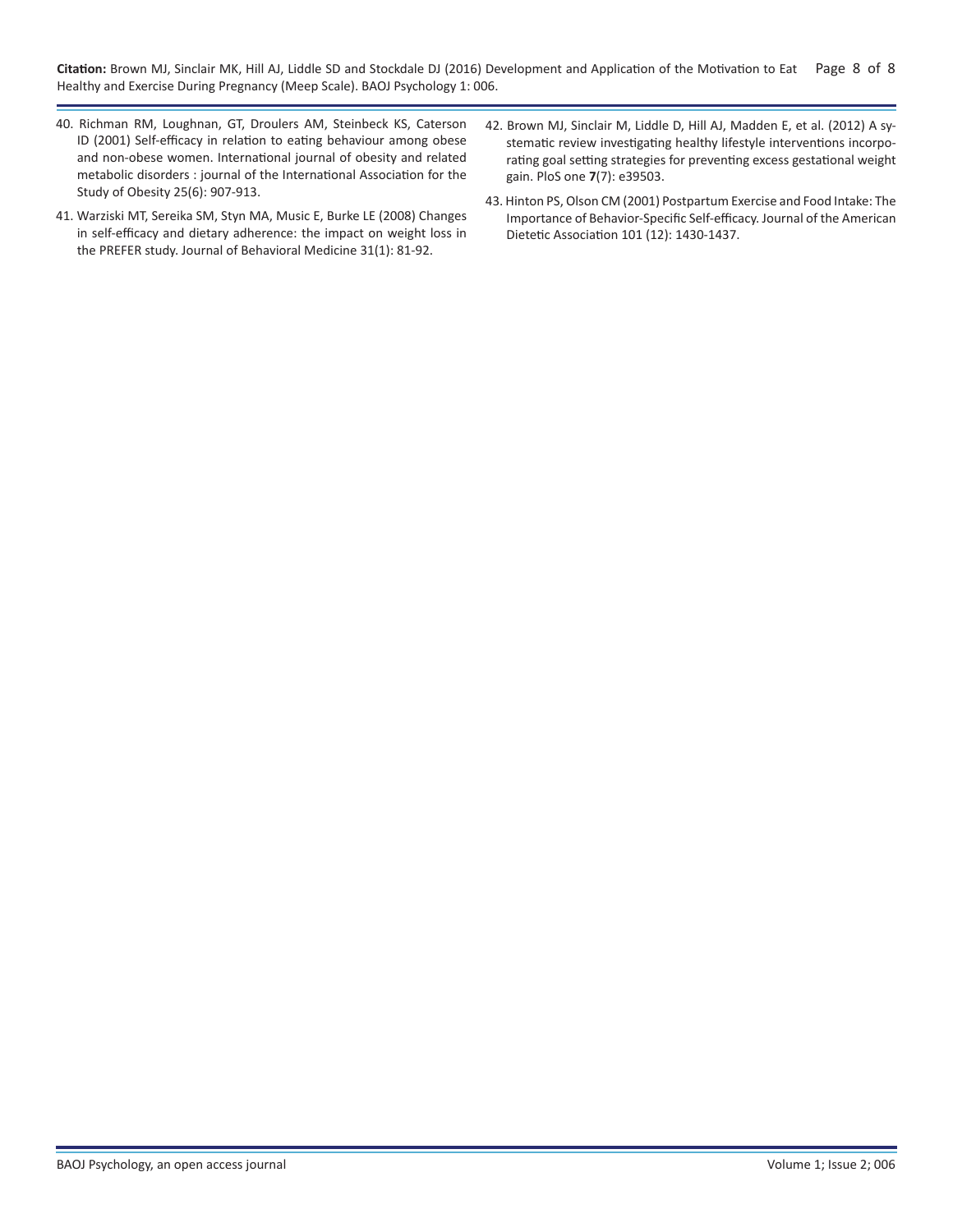40. Richman RM, Loughnan, GT, Droulers AM, Steinbeck KS, Caterson ID (2001) Self-efficacy in relation to eating behaviour among obese and non-obese women. International journal of obesity and related metabolic disorders : journal of the International Association for the Study of Obesity 25(6): 907-913.

41. Warziski MT, Sereika SM, Styn MA, Music E, Burke LE (2008) Changes in self-efficacy and dietary adherence: the impact on weight loss in the PREFER study. Journal of Behavioral Medicine 31(1): 81-92.

42. Brown MJ, Sinclair M, Liddle D, Hill AJ, Madden E, et al. (2012) A systematic review investigating healthy lifestyle interventions incorporating goal setting strategies for preventing excess gestational weight gain. PloS one **7**(7): e39503.

43. Hinton PS, Olson CM (2001) Postpartum Exercise and Food Intake: The Importance of Behavior-Specific Self-efficacy. Journal of the American Dietetic Association 101 (12): 1430-1437.